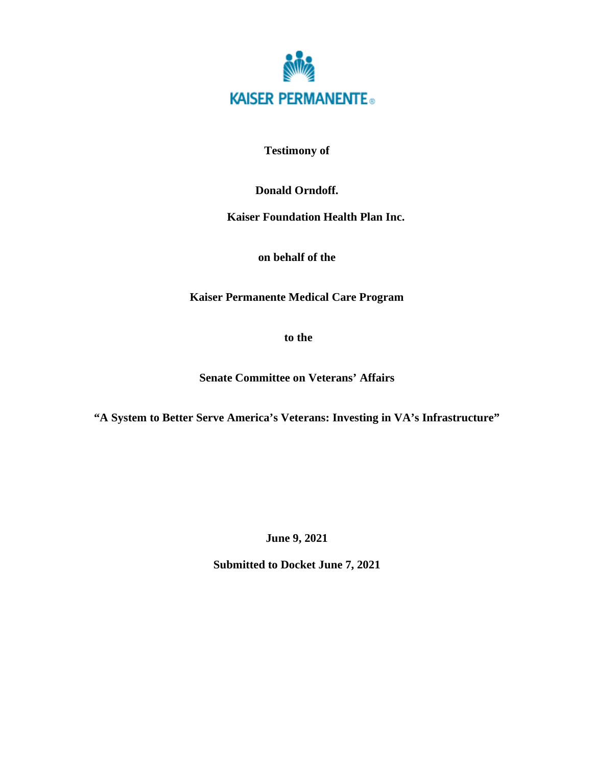KAISER PERMANENTE®

**Testimony of**

**Donald Orndoff.**

**Kaiser Foundation Health Plan Inc.**

**on behalf of the**

**Kaiser Permanente Medical Care Program**

**to the**

**Senate Committee on Veterans' Affairs**

**"A System to Better Serve America's Veterans: Investing in VA's Infrastructure"**

**June 9, 2021**

**Submitted to Docket June 7, 2021**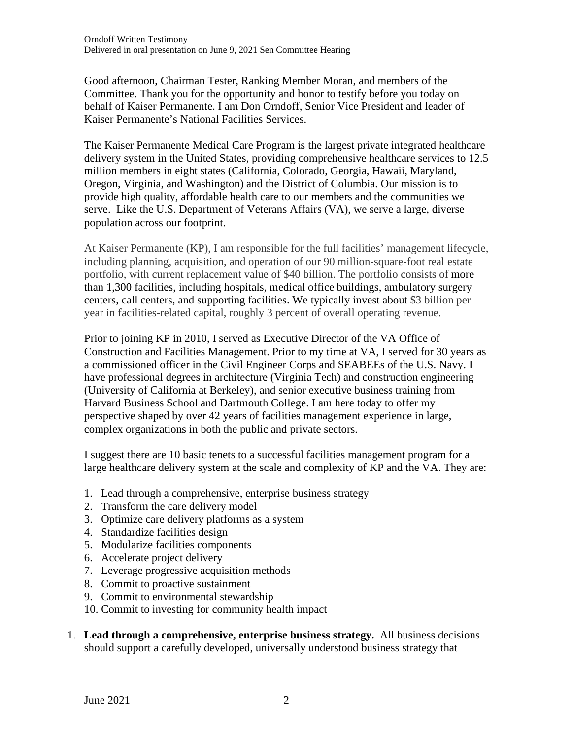Good afternoon, Chairman Tester, Ranking Member Moran, and members of the Committee. Thank you for the opportunity and honor to testify before you today on behalf of Kaiser Permanente. I am Don Orndoff, Senior Vice President and leader of Kaiser Permanente's National Facilities Services.

The Kaiser Permanente Medical Care Program is the largest private integrated healthcare delivery system in the United States, providing comprehensive healthcare services to 12.5 million members in eight states (California, Colorado, Georgia, Hawaii, Maryland, Oregon, Virginia, and Washington) and the District of Columbia. Our mission is to provide high quality, affordable health care to our members and the communities we serve. Like the U.S. Department of Veterans Affairs (VA), we serve a large, diverse population across our footprint.

At Kaiser Permanente (KP), I am responsible for the full facilities' management lifecycle, including planning, acquisition, and operation of our 90 million-square-foot real estate portfolio, with current replacement value of $40 billion. The portfolio consists of more than 1,300 facilities, including hospitals, medical office buildings, ambulatory surgery centers, call centers, and supporting facilities. We typically invest about $3 billion per year in facilities-related capital, roughly 3 percent of overall operating revenue.

Prior to joining KP in 2010, I served as Executive Director of the VA Office of Construction and Facilities Management. Prior to my time at VA, I served for 30 years as a commissioned officer in the Civil Engineer Corps and SEABEEs of the U.S. Navy. I have professional degrees in architecture (Virginia Tech) and construction engineering (University of California at Berkeley), and senior executive business training from Harvard Business School and Dartmouth College. I am here today to offer my perspective shaped by over 42 years of facilities management experience in large, complex organizations in both the public and private sectors.

I suggest there are 10 basic tenets to a successful facilities management program for a large healthcare delivery system at the scale and complexity of KP and the VA. They are:

1. Lead through a comprehensive, enterprise business strategy
2. Transform the care delivery model
3. Optimize care delivery platforms as a system
4. Standardize facilities design
5. Modularize facilities components
6. Accelerate project delivery
7. Leverage progressive acquisition methods
8. Commit to proactive sustainment
9. Commit to environmental stewardship
10. Commit to investing for community health impact

1. **Lead through a comprehensive, enterprise business strategy.** All business decisions should support a carefully developed, universally understood business strategy that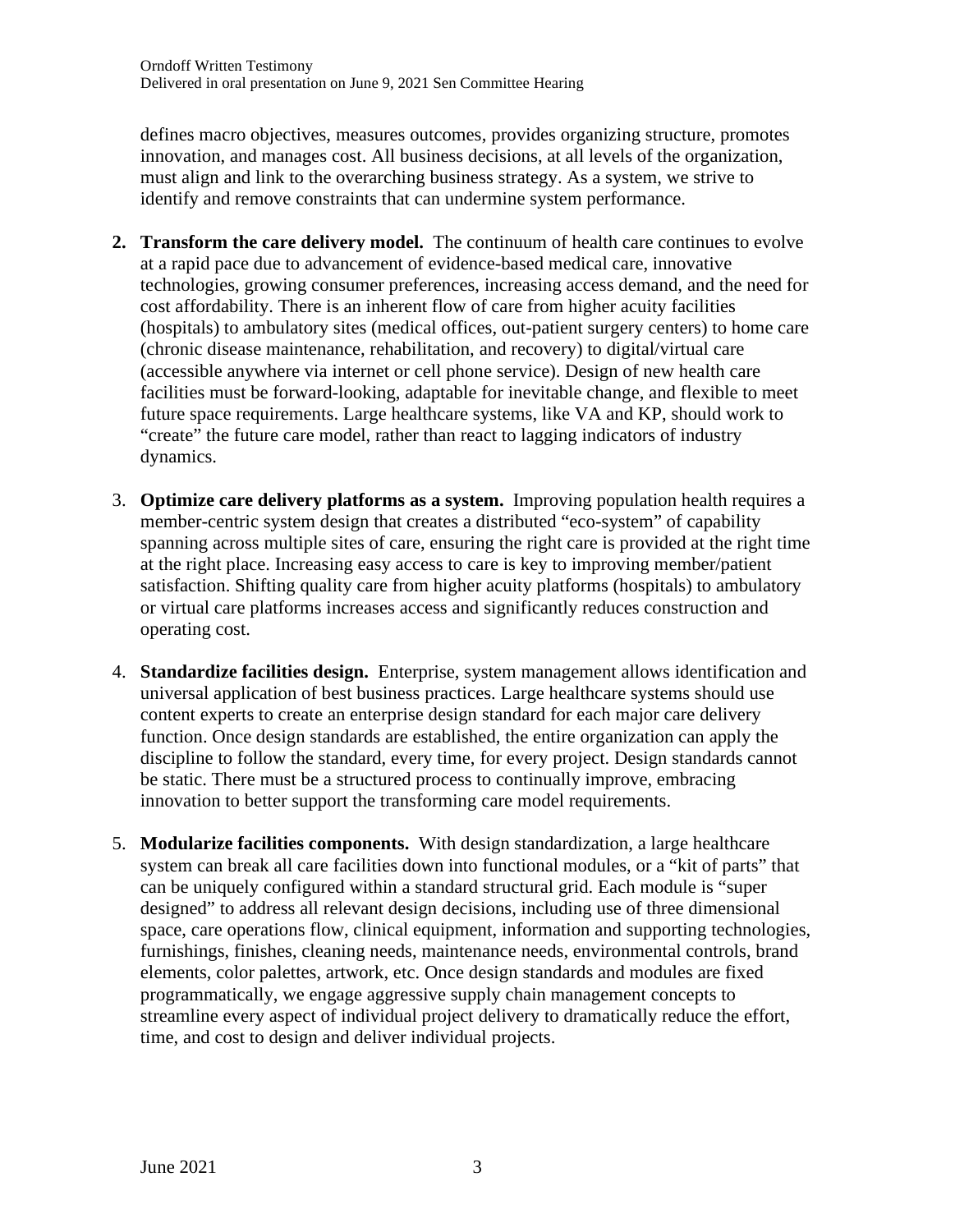defines macro objectives, measures outcomes, provides organizing structure, promotes innovation, and manages cost. All business decisions, at all levels of the organization, must align and link to the overarching business strategy. As a system, we strive to identify and remove constraints that can undermine system performance.

2. **Transform the care delivery model.** The continuum of health care continues to evolve at a rapid pace due to advancement of evidence-based medical care, innovative technologies, growing consumer preferences, increasing access demand, and the need for cost affordability. There is an inherent flow of care from higher acuity facilities (hospitals) to ambulatory sites (medical offices, out-patient surgery centers) to home care (chronic disease maintenance, rehabilitation, and recovery) to digital/virtual care (accessible anywhere via internet or cell phone service). Design of new health care facilities must be forward-looking, adaptable for inevitable change, and flexible to meet future space requirements. Large healthcare systems, like VA and KP, should work to "create" the future care model, rather than react to lagging indicators of industry dynamics.

3. **Optimize care delivery platforms as a system.** Improving population health requires a member-centric system design that creates a distributed "eco-system" of capability spanning across multiple sites of care, ensuring the right care is provided at the right time at the right place. Increasing easy access to care is key to improving member/patient satisfaction. Shifting quality care from higher acuity platforms (hospitals) to ambulatory or virtual care platforms increases access and significantly reduces construction and operating cost.

4. **Standardize facilities design.** Enterprise, system management allows identification and universal application of best business practices. Large healthcare systems should use content experts to create an enterprise design standard for each major care delivery function. Once design standards are established, the entire organization can apply the discipline to follow the standard, every time, for every project. Design standards cannot be static. There must be a structured process to continually improve, embracing innovation to better support the transforming care model requirements.

5. **Modularize facilities components.** With design standardization, a large healthcare system can break all care facilities down into functional modules, or a "kit of parts" that can be uniquely configured within a standard structural grid. Each module is "super designed" to address all relevant design decisions, including use of three dimensional space, care operations flow, clinical equipment, information and supporting technologies, furnishings, finishes, cleaning needs, maintenance needs, environmental controls, brand elements, color palettes, artwork, etc. Once design standards and modules are fixed programmatically, we engage aggressive supply chain management concepts to streamline every aspect of individual project delivery to dramatically reduce the effort, time, and cost to design and deliver individual projects.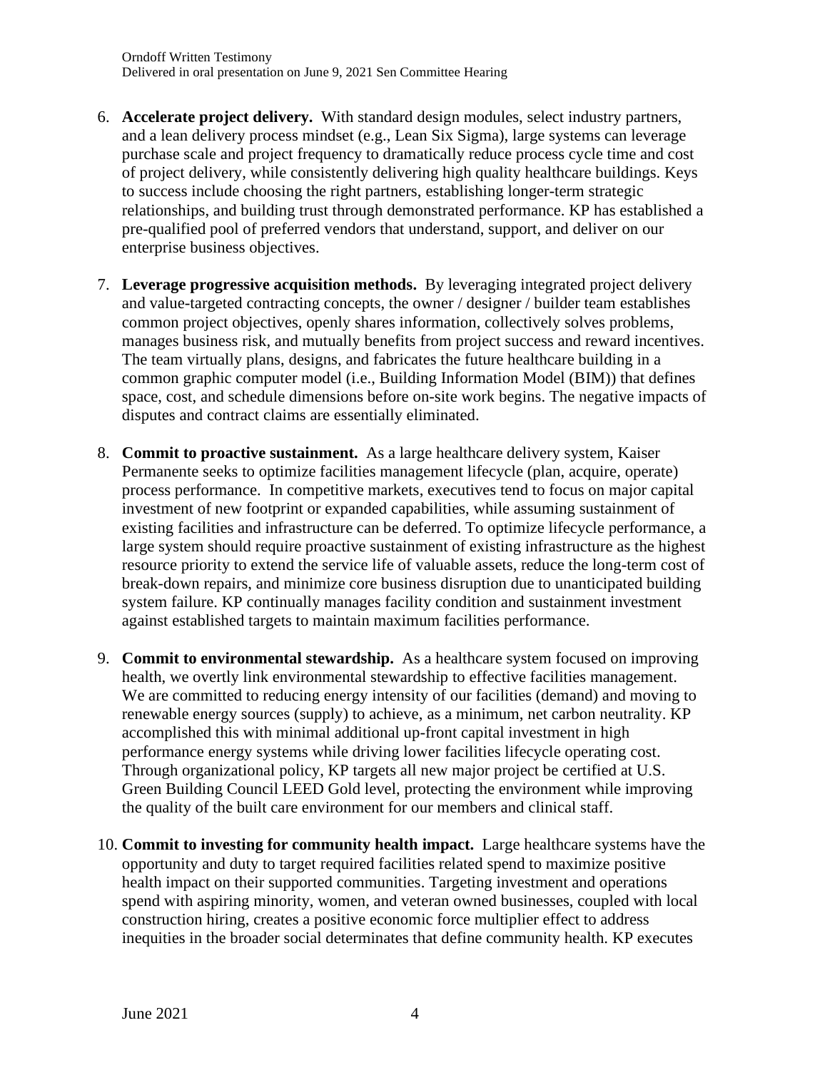6. **Accelerate project delivery.** With standard design modules, select industry partners, and a lean delivery process mindset (e.g., Lean Six Sigma), large systems can leverage purchase scale and project frequency to dramatically reduce process cycle time and cost of project delivery, while consistently delivering high quality healthcare buildings. Keys to success include choosing the right partners, establishing longer-term strategic relationships, and building trust through demonstrated performance. KP has established a pre-qualified pool of preferred vendors that understand, support, and deliver on our enterprise business objectives.

7. **Leverage progressive acquisition methods.** By leveraging integrated project delivery and value-targeted contracting concepts, the owner / designer / builder team establishes common project objectives, openly shares information, collectively solves problems, manages business risk, and mutually benefits from project success and reward incentives. The team virtually plans, designs, and fabricates the future healthcare building in a common graphic computer model (i.e., Building Information Model (BIM)) that defines space, cost, and schedule dimensions before on-site work begins. The negative impacts of disputes and contract claims are essentially eliminated.

8. **Commit to proactive sustainment.** As a large healthcare delivery system, Kaiser Permanente seeks to optimize facilities management lifecycle (plan, acquire, operate) process performance. In competitive markets, executives tend to focus on major capital investment of new footprint or expanded capabilities, while assuming sustainment of existing facilities and infrastructure can be deferred. To optimize lifecycle performance, a large system should require proactive sustainment of existing infrastructure as the highest resource priority to extend the service life of valuable assets, reduce the long-term cost of break-down repairs, and minimize core business disruption due to unanticipated building system failure. KP continually manages facility condition and sustainment investment against established targets to maintain maximum facilities performance.

9. **Commit to environmental stewardship.** As a healthcare system focused on improving health, we overtly link environmental stewardship to effective facilities management. We are committed to reducing energy intensity of our facilities (demand) and moving to renewable energy sources (supply) to achieve, as a minimum, net carbon neutrality. KP accomplished this with minimal additional up-front capital investment in high performance energy systems while driving lower facilities lifecycle operating cost. Through organizational policy, KP targets all new major project be certified at U.S. Green Building Council LEED Gold level, protecting the environment while improving the quality of the built care environment for our members and clinical staff.

10. **Commit to investing for community health impact.** Large healthcare systems have the opportunity and duty to target required facilities related spend to maximize positive health impact on their supported communities. Targeting investment and operations spend with aspiring minority, women, and veteran owned businesses, coupled with local construction hiring, creates a positive economic force multiplier effect to address inequities in the broader social determinates that define community health. KP executes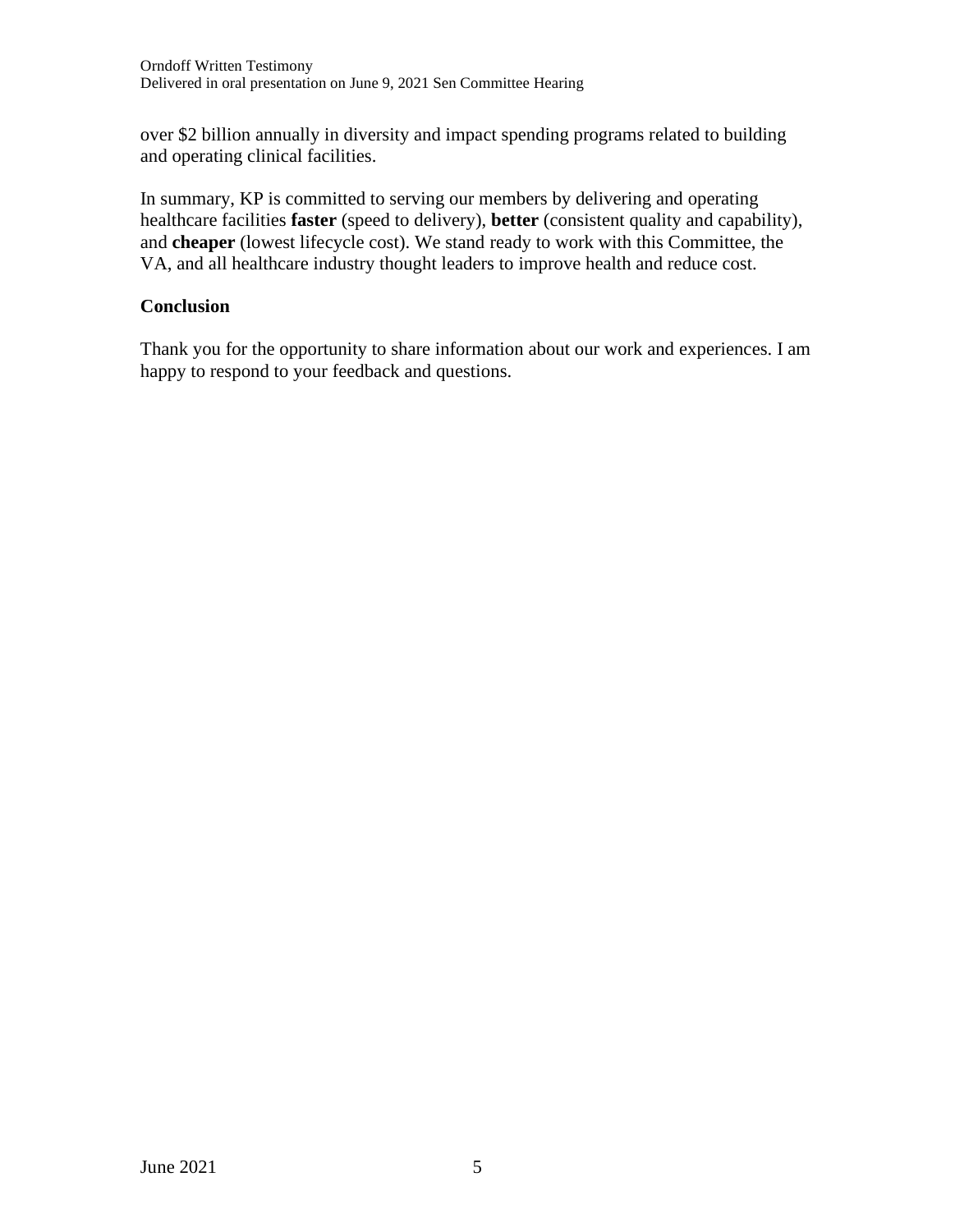over $2 billion annually in diversity and impact spending programs related to building and operating clinical facilities.

In summary, KP is committed to serving our members by delivering and operating healthcare facilities **faster** (speed to delivery), **better** (consistent quality and capability), and **cheaper** (lowest lifecycle cost). We stand ready to work with this Committee, the VA, and all healthcare industry thought leaders to improve health and reduce cost.

**Conclusion**

Thank you for the opportunity to share information about our work and experiences. I am happy to respond to your feedback and questions.